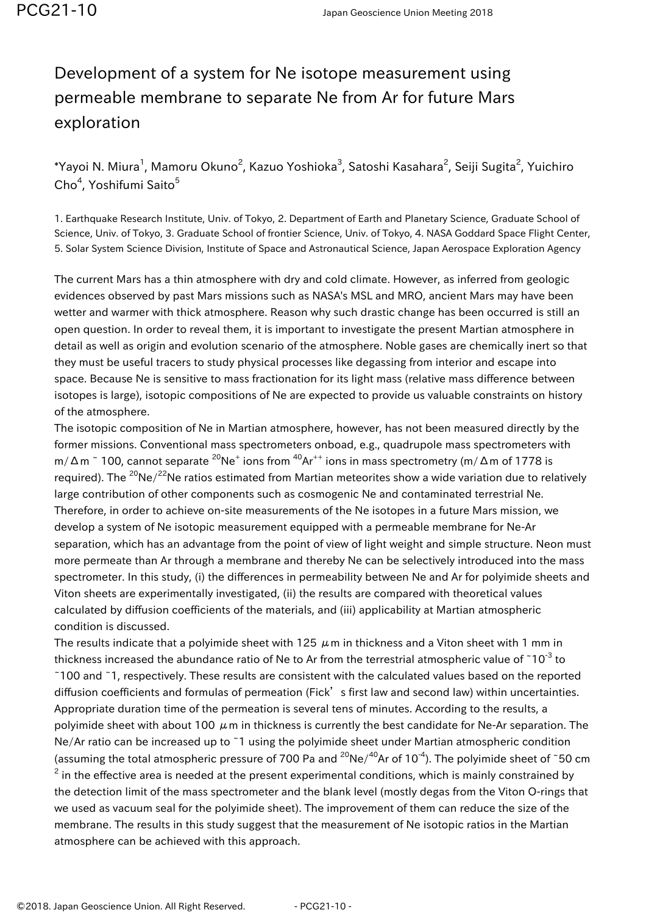# Development of a system for Ne isotope measurement using permeable membrane to separate Ne from Ar for future Mars exploration

*Yayoi N. Miura[1], Mamoru Okuno[2], Kazuo Yoshioka[3], Satoshi Kasahara[2], Seiji Sugita[2], Yuichiro Cho[4], Yoshifumi Saito[5]

1. Earthquake Research Institute, Univ. of Tokyo, 2. Department of Earth and Planetary Science, Graduate School of Science, Univ. of Tokyo, 3. Graduate School of frontier Science, Univ. of Tokyo, 4. NASA Goddard Space Flight Center, 5. Solar System Science Division, Institute of Space and Astronautical Science, Japan Aerospace Exploration Agency

The current Mars has a thin atmosphere with dry and cold climate. However, as inferred from geologic evidences observed by past Mars missions such as NASA's MSL and MRO, ancient Mars may have been wetter and warmer with thick atmosphere. Reason why such drastic change has been occurred is still an open question. In order to reveal them, it is important to investigate the present Martian atmosphere in detail as well as origin and evolution scenario of the atmosphere. Noble gases are chemically inert so that they must be useful tracers to study physical processes like degassing from interior and escape into space. Because Ne is sensitive to mass fractionation for its light mass (relative mass difference between isotopes is large), isotopic compositions of Ne are expected to provide us valuable constraints on history of the atmosphere.

The isotopic composition of Ne in Martian atmosphere, however, has not been measured directly by the former missions. Conventional mass spectrometers onboad, e.g., quadrupole mass spectrometers with $m/\Delta m$ ~ 100, cannot separate $^{20}Ne^{+}$ ions from $^{40}Ar^{++}$ ions in mass spectrometry ($m/\Delta m$ of 1778 is required). The $^{20}Ne/^{22}Ne$ ratios estimated from Martian meteorites show a wide variation due to relatively large contribution of other components such as cosmogenic Ne and contaminated terrestrial Ne. Therefore, in order to achieve on-site measurements of the Ne isotopes in a future Mars mission, we develop a system of Ne isotopic measurement equipped with a permeable membrane for Ne-Ar separation, which has an advantage from the point of view of light weight and simple structure. Neon must more permeate than Ar through a membrane and thereby Ne can be selectively introduced into the mass spectrometer. In this study, (i) the differences in permeability between Ne and Ar for polyimide sheets and Viton sheets are experimentally investigated, (ii) the results are compared with theoretical values calculated by diffusion coefficients of the materials, and (iii) applicability at Martian atmospheric condition is discussed.

The results indicate that a polyimide sheet with 125 μm in thickness and a Viton sheet with 1 mm in thickness increased the abundance ratio of Ne to Ar from the terrestrial atmospheric value of ~$10^{-3}$ to ~100 and ~1, respectively. These results are consistent with the calculated values based on the reported diffusion coefficients and formulas of permeation (Fick's first law and second law) within uncertainties. Appropriate duration time of the permeation is several tens of minutes. According to the results, a polyimide sheet with about 100 μm in thickness is currently the best candidate for Ne-Ar separation. The Ne/Ar ratio can be increased up to ~1 using the polyimide sheet under Martian atmospheric condition (assuming the total atmospheric pressure of 700 Pa and $^{20}Ne/^{40}Ar$ of $10^{-4}$). The polyimide sheet of ~50 $cm^2$ in the effective area is needed at the present experimental conditions, which is mainly constrained by the detection limit of the mass spectrometer and the blank level (mostly degas from the Viton O-rings that we used as vacuum seal for the polyimide sheet). The improvement of them can reduce the size of the membrane. The results in this study suggest that the measurement of Ne isotopic ratios in the Martian atmosphere can be achieved with this approach.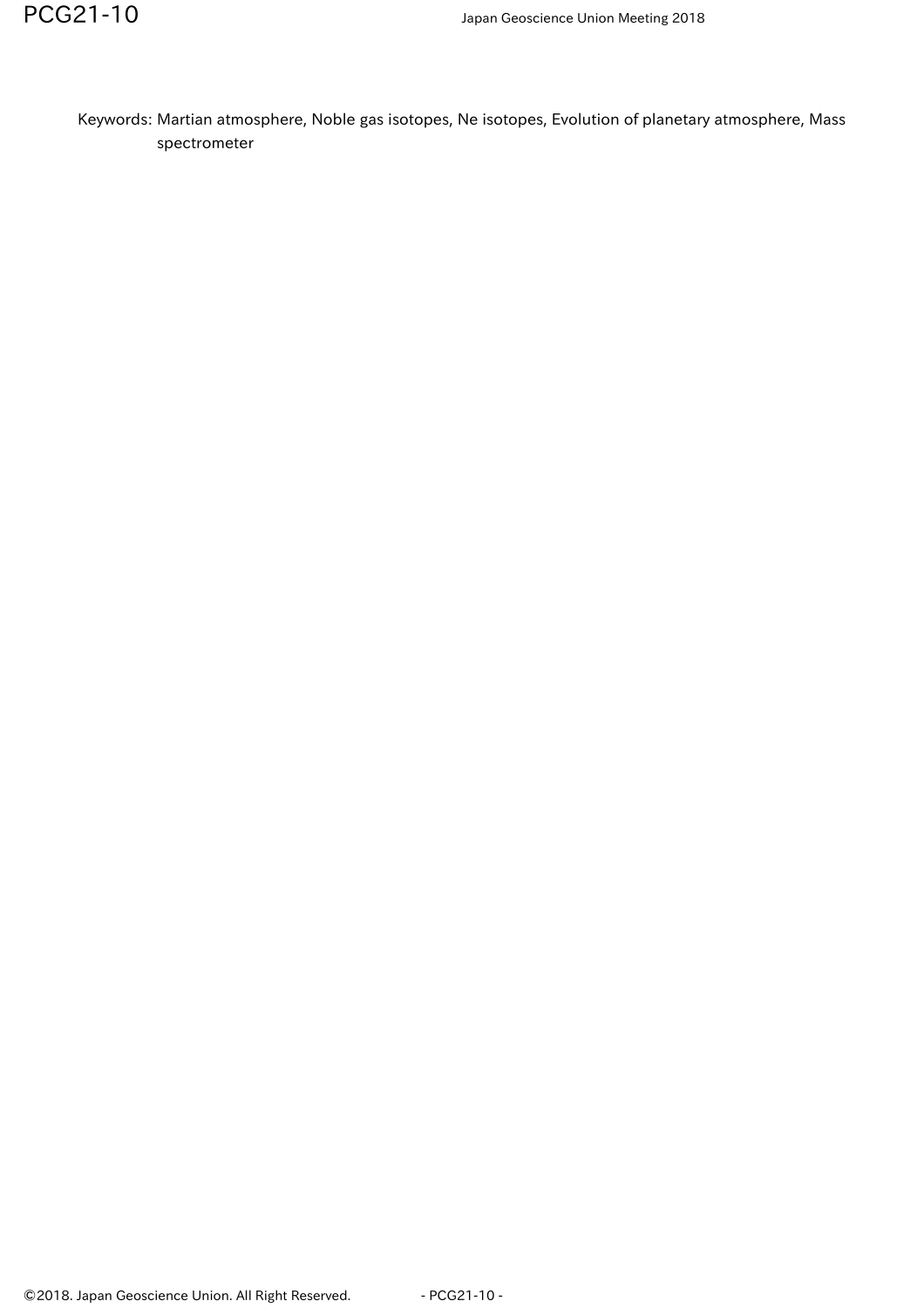Keywords: Martian atmosphere, Noble gas isotopes, Ne isotopes, Evolution of planetary atmosphere, Mass spectrometer